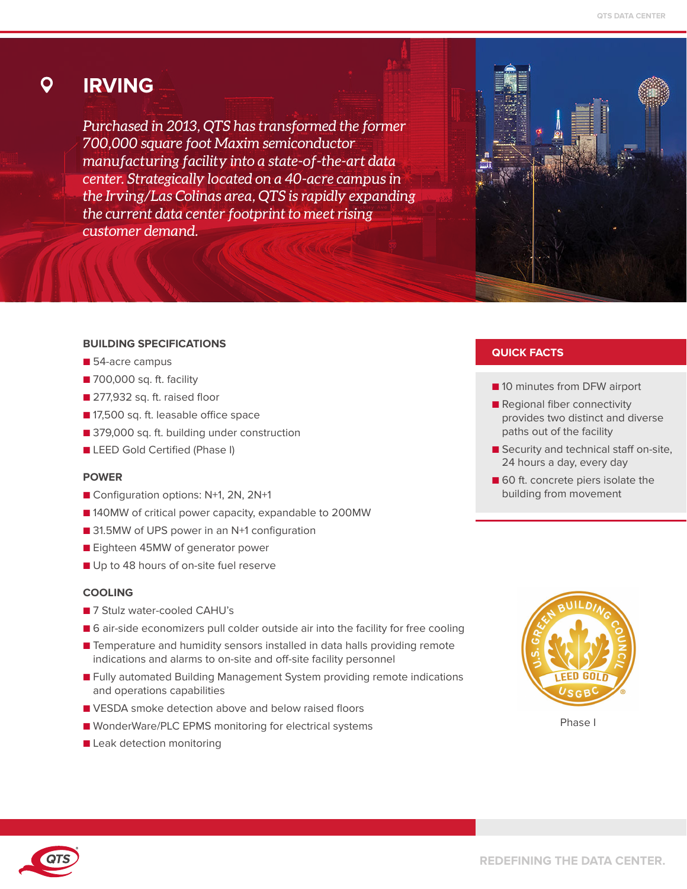# IRVING

*Purchased in 2013, QTS has transformed the former 700,000 square foot Maxim semiconductor manufacturing facility into a state-of-the-art data center. Strategically located on a 40-acre campus in the Irving/Las Colinas area, QTS is rapidly expanding the current data center footprint to meet rising customer demand.*

## BUILDING SPECIFICATIONS

- 54-acre campus
- 700,000 sq. ft. facility
- 277,932 sq. ft. raised floor
- 17,500 sq. ft. leasable office space
- 379,000 sq. ft. building under construction
- LEED Gold Certified (Phase I)

## POWER

- Configuration options: N+1, 2N, 2N+1
- 140MW of critical power capacity, expandable to 200MW
- 31.5MW of UPS power in an N+1 configuration
- Eighteen 45MW of generator power
- Up to 48 hours of on-site fuel reserve

## COOLING

- 7 Stulz water-cooled CAHU's
- 6 air-side economizers pull colder outside air into the facility for free cooling
- Temperature and humidity sensors installed in data halls providing remote indications and alarms to on-site and off-site facility personnel
- Fully automated Building Management System providing remote indications and operations capabilities
- VESDA smoke detection above and below raised floors
- WonderWare/PLC EPMS monitoring for electrical systems
- Leak detection monitoring

## QUICK FACTS

- 10 minutes from DFW airport
- Regional fiber connectivity provides two distinct and diverse paths out of the facility
- Security and technical staff on-site, 24 hours a day, every day
- 60 ft. concrete piers isolate the building from movement

Phase I

REDEFINING THE DATA CENTER.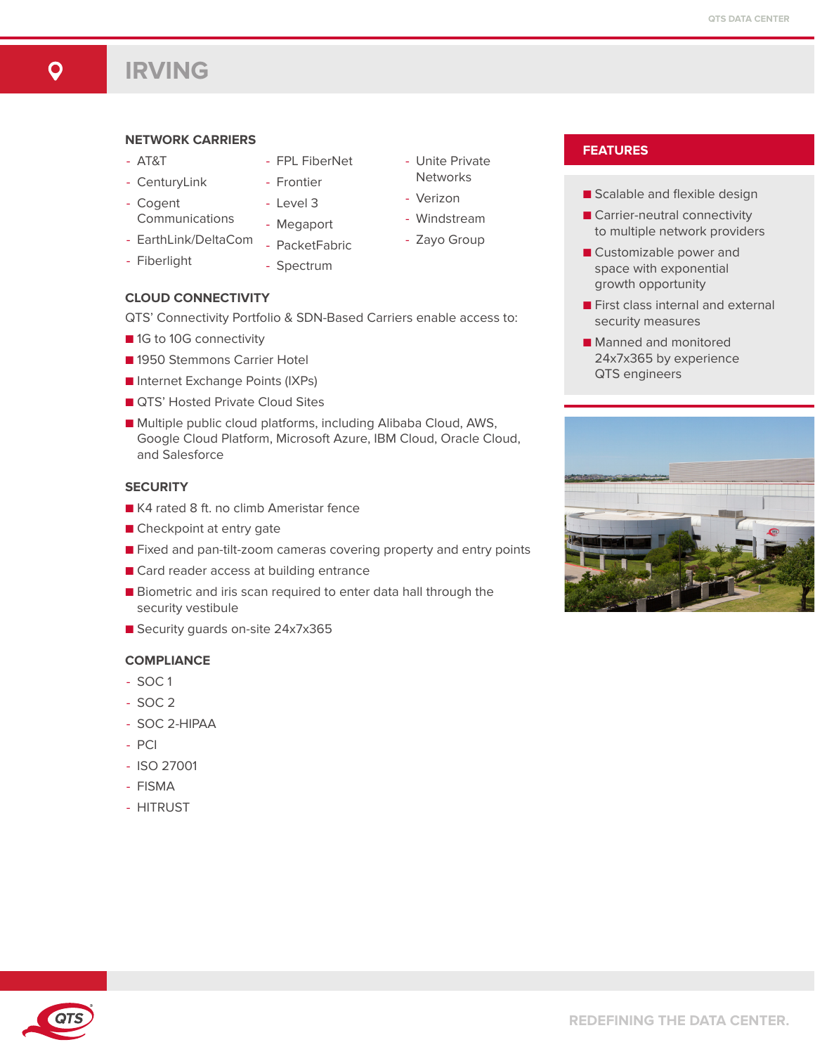# IRVING

## NETWORK CARRIERS

- AT&T
- CenturyLink
- Cogent Communications
- EarthLink/DeltaCom
- Fiberlight
- FPL FiberNet
- Frontier
- Level 3
- Megaport
- PacketFabric
- Spectrum
- Unite Private Networks
- Verizon
- Windstream
- Zayo Group

## CLOUD CONNECTIVITY

QTS' Connectivity Portfolio & SDN-Based Carriers enable access to:

- 1G to 10G connectivity
- 1950 Stemmons Carrier Hotel
- Internet Exchange Points (IXPs)
- QTS' Hosted Private Cloud Sites
- Multiple public cloud platforms, including Alibaba Cloud, AWS, Google Cloud Platform, Microsoft Azure, IBM Cloud, Oracle Cloud, and Salesforce

## SECURITY

- K4 rated 8 ft. no climb Ameristar fence
- Checkpoint at entry gate
- Fixed and pan-tilt-zoom cameras covering property and entry points
- Card reader access at building entrance
- Biometric and iris scan required to enter data hall through the security vestibule
- Security guards on-site 24x7x365

## COMPLIANCE

- SOC 1
- SOC 2
- SOC 2-HIPAA
- PCI
- ISO 27001
- FISMA
- HITRUST

## FEATURES

- Scalable and flexible design
- Carrier-neutral connectivity to multiple network providers
- Customizable power and space with exponential growth opportunity
- First class internal and external security measures
- Manned and monitored 24x7x365 by experience QTS engineers

REDEFINING THE DATA CENTER.